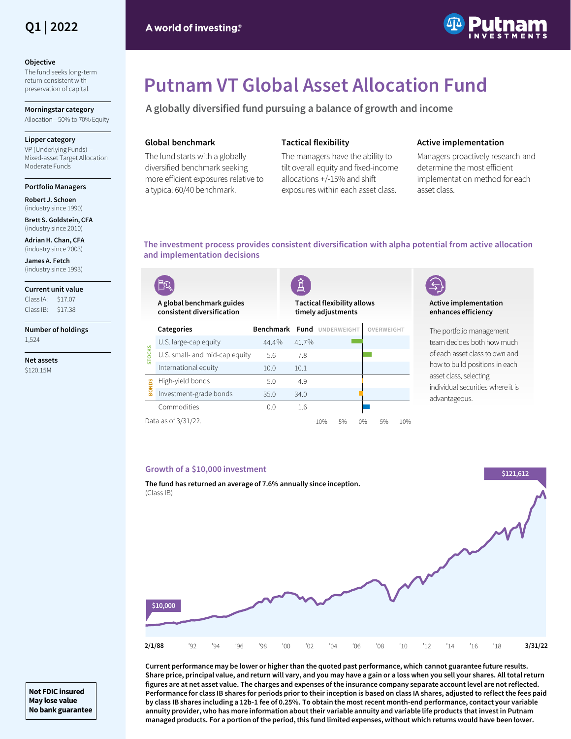Q1 | 2022

A world of investing.®

# Putnam VT Global Asset Allocation Fund

## A globally diversified fund pursuing a balance of growth and income

**Objective**
The fund seeks long-term return consistent with preservation of capital.

**Morningstar category**
Allocation—50% to 70% Equity

**Lipper category**
VP (Underlying Funds)—Mixed-asset Target Allocation Moderate Funds

**Portfolio Managers**

**Robert J. Schoen** (industry since 1990)

**Brett S. Goldstein, CFA** (industry since 2010)

**Adrian H. Chan, CFA** (industry since 2003)

**James A. Fetch** (industry since 1993)

**Current unit value**
Class IA: $17.07
Class IB: $17.38

**Number of holdings**
1,524

**Net assets**
$120.15M

### Global benchmark

The fund starts with a globally diversified benchmark seeking more efficient exposures relative to a typical 60/40 benchmark.

### Tactical flexibility

The managers have the ability to tilt overall equity and fixed-income allocations +/-15% and shift exposures within each asset class.

### Active implementation

Managers proactively research and determine the most efficient implementation method for each asset class.

### The investment process provides consistent diversification with alpha potential from active allocation and implementation decisions

**A global benchmark guides consistent diversification**

**Tactical flexibility allows timely adjustments**

| | Categories | Benchmark | Fund |
|---|---|---|---|
| STOCKS | U.S. large-cap equity | 44.4% | 41.7% |
| | U.S. small- and mid-cap equity | 5.6 | 7.8 |
| | International equity | 10.0 | 10.1 |
| BONDS | High-yield bonds | 5.0 | 4.9 |
| | Investment-grade bonds | 35.0 | 34.0 |
| | Commodities | 0.0 | 1.6 |

Data as of 3/31/22.

**Active implementation enhances efficiency**

The portfolio management team decides both how much of each asset class to own and how to build positions in each asset class, selecting individual securities where it is advantageous.

### Growth of a $10,000 investment

**The fund has returned an average of 7.6% annually since inception.**
(Class IB)

$10,000 (2/1/88) — $121,612 (3/31/22)

**Current performance may be lower or higher than the quoted past performance, which cannot guarantee future results. Share price, principal value, and return will vary, and you may have a gain or a loss when you sell your shares. All total return figures are at net asset value. The charges and expenses of the insurance company separate account level are not reflected. Performance for class IB shares for periods prior to their inception is based on class IA shares, adjusted to reflect the fees paid by class IB shares including a 12b-1 fee of 0.25%. To obtain the most recent month-end performance, contact your variable annuity provider, who has more information about their variable annuity and variable life products that invest in Putnam managed products. For a portion of the period, this fund limited expenses, without which returns would have been lower.**

**Not FDIC insured**
**May lose value**
**No bank guarantee**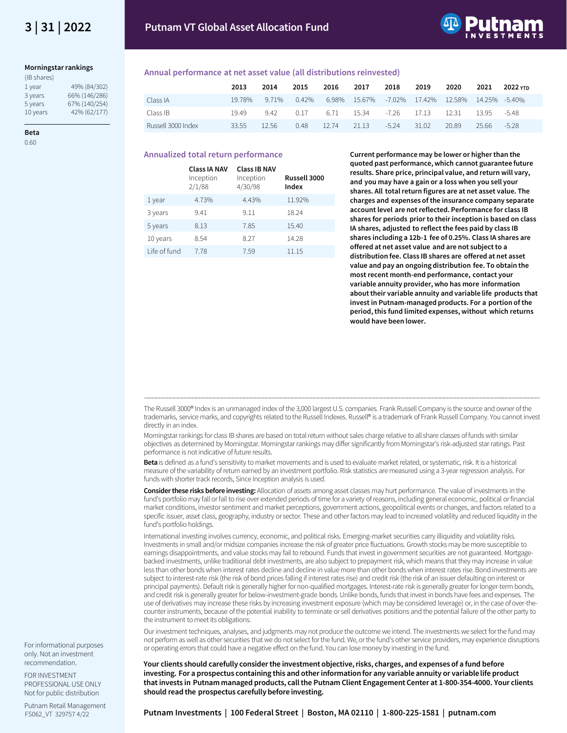# Putnam VT Global Asset Allocation Fund

3 | 31 | 2022

**Morningstar rankings**

(IB shares)

| | |
|---|---|
| 1 year | 49% (84/302) |
| 3 years | 66% (146/286) |
| 5 years | 67% (140/254) |
| 10 years | 42% (62/177) |

**Beta**

0.60

## Annual performance at net asset value (all distributions reinvested)

| | 2013 | 2014 | 2015 | 2016 | 2017 | 2018 | 2019 | 2020 | 2021 | 2022 YTD |
|---|---|---|---|---|---|---|---|---|---|---|
| Class IA | 19.78% | 9.71% | 0.42% | 6.98% | 15.67% | -7.02% | 17.42% | 12.58% | 14.25% | -5.40% |
| Class IB | 19.49 | 9.42 | 0.17 | 6.71 | 15.34 | -7.26 | 17.13 | 12.31 | 13.95 | -5.48 |
| Russell 3000 Index | 33.55 | 12.56 | 0.48 | 12.74 | 21.13 | -5.24 | 31.02 | 20.89 | 25.66 | -5.28 |

## Annualized total return performance

| | Class IA NAV Inception 2/1/88 | Class IB NAV Inception 4/30/98 | Russell 3000 Index |
|---|---|---|---|
| 1 year | 4.73% | 4.43% | 11.92% |
| 3 years | 9.41 | 9.11 | 18.24 |
| 5 years | 8.13 | 7.85 | 15.40 |
| 10 years | 8.54 | 8.27 | 14.28 |
| Life of fund | 7.78 | 7.59 | 11.15 |

**Current performance may be lower or higher than the quoted past performance, which cannot guarantee future results. Share price, principal value, and return will vary, and you may have a gain or a loss when you sell your shares. All total return figures are at net asset value. The charges and expenses of the insurance company separate account level are not reflected. Performance for class IB shares for periods prior to their inception is based on class IA shares, adjusted to reflect the fees paid by class IB shares including a 12b-1 fee of 0.25%. Class IA shares are offered at net asset value and are not subject to a distribution fee. Class IB shares are offered at net asset value and pay an ongoing distribution fee. To obtain the most recent month-end performance, contact your variable annuity provider, who has more information about their variable annuity and variable life products that invest in Putnam-managed products. For a portion of the period, this fund limited expenses, without which returns would have been lower.**

The Russell 3000® Index is an unmanaged index of the 3,000 largest U.S. companies. Frank Russell Company is the source and owner of the trademarks, service marks, and copyrights related to the Russell Indexes. Russell® is a trademark of Frank Russell Company. You cannot invest directly in an index.

Morningstar rankings for class IB shares are based on total return without sales charge relative to all share classes of funds with similar objectives as determined by Morningstar. Morningstar rankings may differ significantly from Morningstar's risk-adjusted star ratings. Past performance is not indicative of future results.

**Beta** is defined as a fund's sensitivity to market movements and is used to evaluate market related, or systematic, risk. It is a historical measure of the variability of return earned by an investment portfolio. Risk statistics are measured using a 3-year regression analysis. For funds with shorter track records, Since Inception analysis is used.

**Consider these risks before investing:** Allocation of assets among asset classes may hurt performance. The value of investments in the fund's portfolio may fall or fail to rise over extended periods of time for a variety of reasons, including general economic, political or financial market conditions, investor sentiment and market perceptions, government actions, geopolitical events or changes, and factors related to a specific issuer, asset class, geography, industry or sector. These and other factors may lead to increased volatility and reduced liquidity in the fund's portfolio holdings.

International investing involves currency, economic, and political risks. Emerging-market securities carry illiquidity and volatility risks. Investments in small and/or midsize companies increase the risk of greater price fluctuations. Growth stocks may be more susceptible to earnings disappointments, and value stocks may fail to rebound. Funds that invest in government securities are not guaranteed. Mortgage-backed investments, unlike traditional debt investments, are also subject to prepayment risk, which means that they may increase in value less than other bonds when interest rates decline and decline in value more than other bonds when interest rates rise. Bond investments are subject to interest-rate risk (the risk of bond prices falling if interest rates rise) and credit risk (the risk of an issuer defaulting on interest or principal payments). Default risk is generally higher for non-qualified mortgages. Interest-rate risk is generally greater for longer-term bonds, and credit risk is generally greater for below-investment-grade bonds. Unlike bonds, funds that invest in bonds have fees and expenses. The use of derivatives may increase these risks by increasing investment exposure (which may be considered leverage) or, in the case of over-the-counter instruments, because of the potential inability to terminate or sell derivatives positions and the potential failure of the other party to the instrument to meet its obligations.

Our investment techniques, analyses, and judgments may not produce the outcome we intend. The investments we select for the fund may not perform as well as other securities that we do not select for the fund. We, or the fund's other service providers, may experience disruptions or operating errors that could have a negative effect on the fund. You can lose money by investing in the fund.

**Your clients should carefully consider the investment objective, risks, charges, and expenses of a fund before investing. For a prospectus containing this and other information for any variable annuity or variable life product that invests in Putnam managed products, call the Putnam Client Engagement Center at 1-800-354-4000. Your clients should read the prospectus carefully before investing.**

For informational purposes only. Not an investment recommendation.

FOR INVESTMENT PROFESSIONAL USE ONLY
Not for public distribution

Putnam Retail Management
FS062_VT 329757 4/22

**Putnam Investments | 100 Federal Street | Boston, MA 02110 | 1-800-225-1581 | putnam.com**